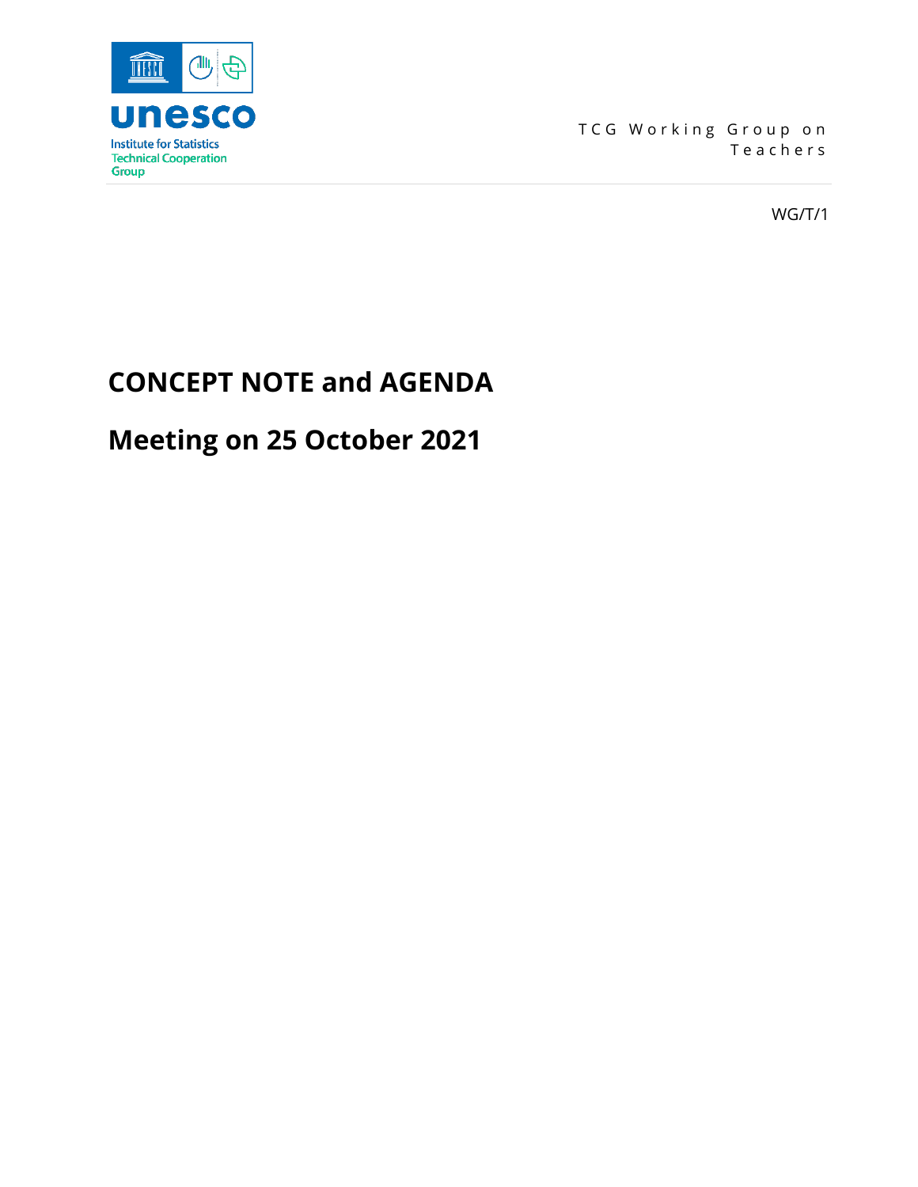unesco

Institute for Statistics
Technical Cooperation Group

TCG Working Group on Teachers

WG/T/1

# CONCEPT NOTE and AGENDA

# Meeting on 25 October 2021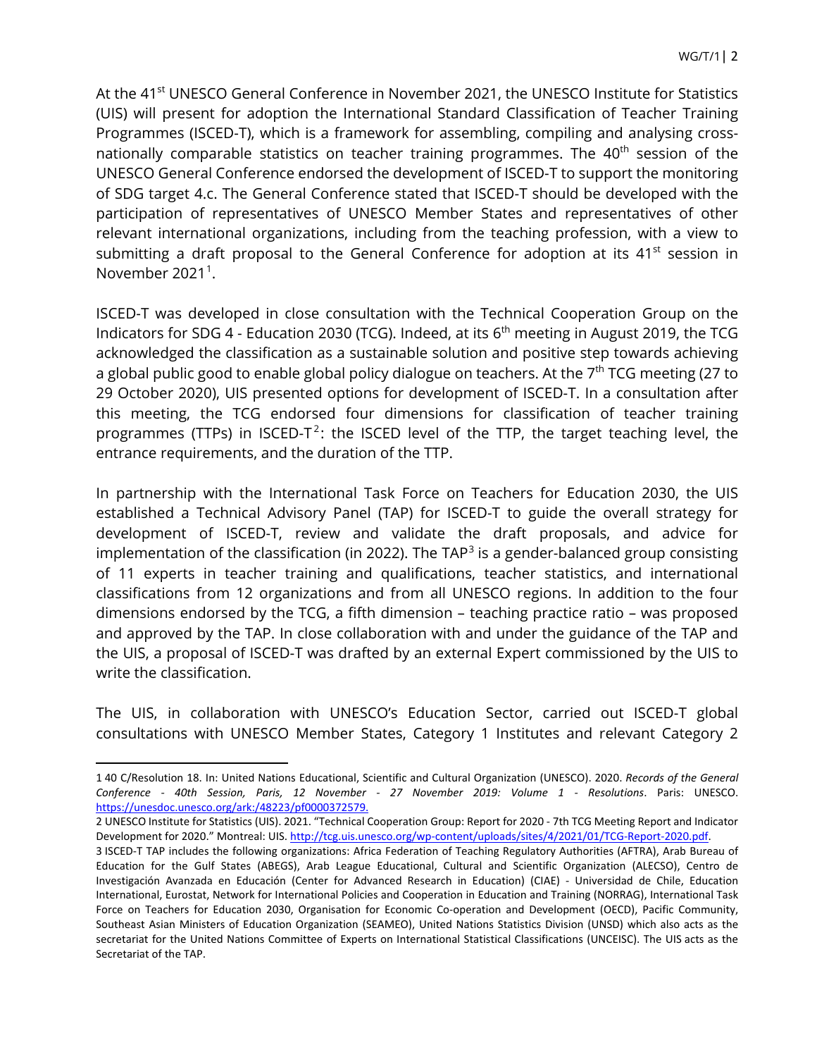At the 41st UNESCO General Conference in November 2021, the UNESCO Institute for Statistics (UIS) will present for adoption the International Standard Classification of Teacher Training Programmes (ISCED-T), which is a framework for assembling, compiling and analysing cross-nationally comparable statistics on teacher training programmes. The 40th session of the UNESCO General Conference endorsed the development of ISCED-T to support the monitoring of SDG target 4.c. The General Conference stated that ISCED-T should be developed with the participation of representatives of UNESCO Member States and representatives of other relevant international organizations, including from the teaching profession, with a view to submitting a draft proposal to the General Conference for adoption at its 41st session in November 2021[1].

ISCED-T was developed in close consultation with the Technical Cooperation Group on the Indicators for SDG 4 - Education 2030 (TCG). Indeed, at its 6th meeting in August 2019, the TCG acknowledged the classification as a sustainable solution and positive step towards achieving a global public good to enable global policy dialogue on teachers. At the 7th TCG meeting (27 to 29 October 2020), UIS presented options for development of ISCED-T. In a consultation after this meeting, the TCG endorsed four dimensions for classification of teacher training programmes (TTPs) in ISCED-T[2]: the ISCED level of the TTP, the target teaching level, the entrance requirements, and the duration of the TTP.

In partnership with the International Task Force on Teachers for Education 2030, the UIS established a Technical Advisory Panel (TAP) for ISCED-T to guide the overall strategy for development of ISCED-T, review and validate the draft proposals, and advice for implementation of the classification (in 2022). The TAP[3] is a gender-balanced group consisting of 11 experts in teacher training and qualifications, teacher statistics, and international classifications from 12 organizations and from all UNESCO regions. In addition to the four dimensions endorsed by the TCG, a fifth dimension – teaching practice ratio – was proposed and approved by the TAP. In close collaboration with and under the guidance of the TAP and the UIS, a proposal of ISCED-T was drafted by an external Expert commissioned by the UIS to write the classification.

The UIS, in collaboration with UNESCO's Education Sector, carried out ISCED-T global consultations with UNESCO Member States, Category 1 Institutes and relevant Category 2

---

1 40 C/Resolution 18. In: United Nations Educational, Scientific and Cultural Organization (UNESCO). 2020. *Records of the General Conference - 40th Session, Paris, 12 November - 27 November 2019: Volume 1 - Resolutions*. Paris: UNESCO. https://unesdoc.unesco.org/ark:/48223/pf0000372579.

2 UNESCO Institute for Statistics (UIS). 2021. "Technical Cooperation Group: Report for 2020 - 7th TCG Meeting Report and Indicator Development for 2020." Montreal: UIS. http://tcg.uis.unesco.org/wp-content/uploads/sites/4/2021/01/TCG-Report-2020.pdf.

3 ISCED-T TAP includes the following organizations: Africa Federation of Teaching Regulatory Authorities (AFTRA), Arab Bureau of Education for the Gulf States (ABEGS), Arab League Educational, Cultural and Scientific Organization (ALECSO), Centro de Investigación Avanzada en Educación (Center for Advanced Research in Education) (CIAE) - Universidad de Chile, Education International, Eurostat, Network for International Policies and Cooperation in Education and Training (NORRAG), International Task Force on Teachers for Education 2030, Organisation for Economic Co-operation and Development (OECD), Pacific Community, Southeast Asian Ministers of Education Organization (SEAMEO), United Nations Statistics Division (UNSD) which also acts as the secretariat for the United Nations Committee of Experts on International Statistical Classifications (UNCEISC). The UIS acts as the Secretariat of the TAP.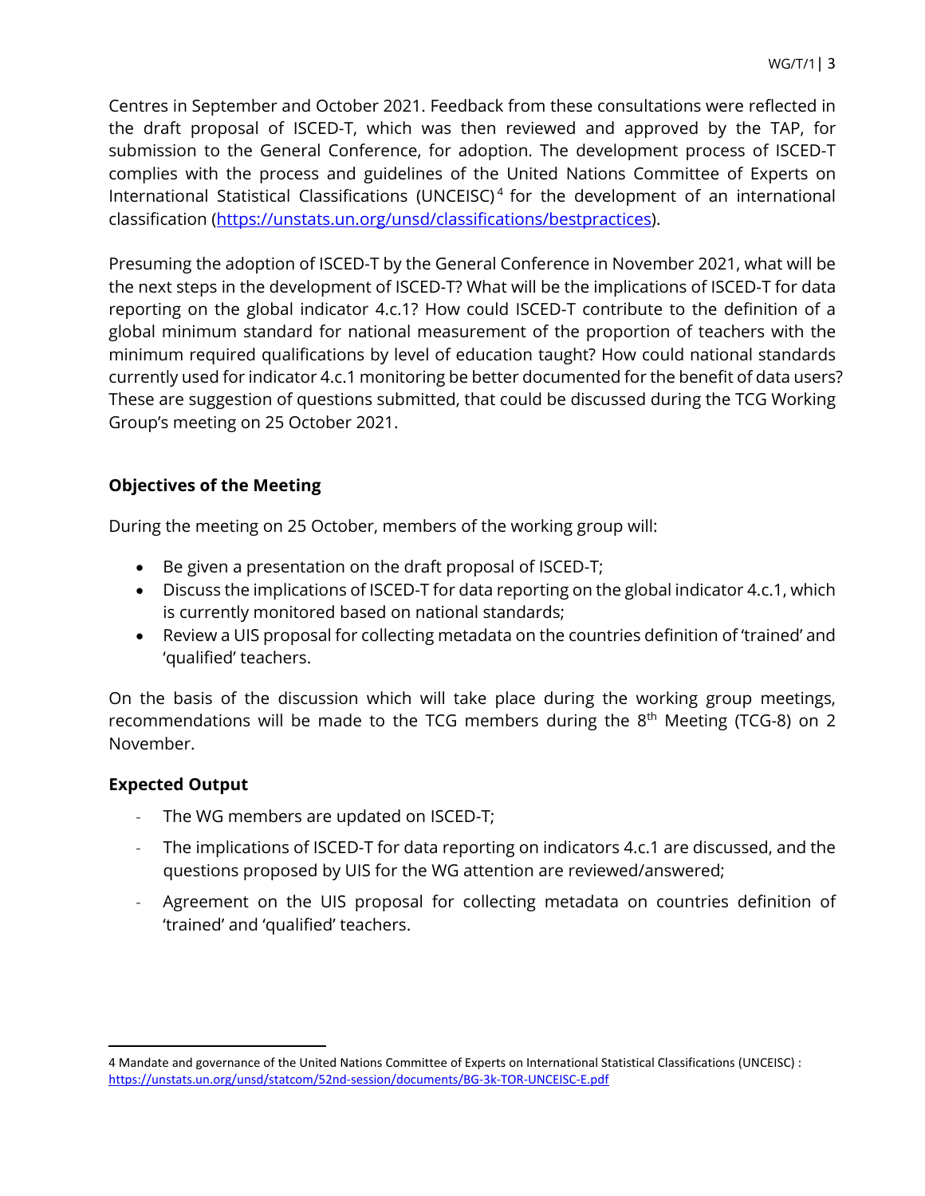Centres in September and October 2021. Feedback from these consultations were reflected in the draft proposal of ISCED-T, which was then reviewed and approved by the TAP, for submission to the General Conference, for adoption. The development process of ISCED-T complies with the process and guidelines of the United Nations Committee of Experts on International Statistical Classifications (UNCEISC)[4] for the development of an international classification (https://unstats.un.org/unsd/classifications/bestpractices).

Presuming the adoption of ISCED-T by the General Conference in November 2021, what will be the next steps in the development of ISCED-T? What will be the implications of ISCED-T for data reporting on the global indicator 4.c.1? How could ISCED-T contribute to the definition of a global minimum standard for national measurement of the proportion of teachers with the minimum required qualifications by level of education taught? How could national standards currently used for indicator 4.c.1 monitoring be better documented for the benefit of data users? These are suggestion of questions submitted, that could be discussed during the TCG Working Group's meeting on 25 October 2021.

### Objectives of the Meeting

During the meeting on 25 October, members of the working group will:

- Be given a presentation on the draft proposal of ISCED-T;
- Discuss the implications of ISCED-T for data reporting on the global indicator 4.c.1, which is currently monitored based on national standards;
- Review a UIS proposal for collecting metadata on the countries definition of 'trained' and 'qualified' teachers.

On the basis of the discussion which will take place during the working group meetings, recommendations will be made to the TCG members during the 8th Meeting (TCG-8) on 2 November.

### Expected Output

- The WG members are updated on ISCED-T;
- The implications of ISCED-T for data reporting on indicators 4.c.1 are discussed, and the questions proposed by UIS for the WG attention are reviewed/answered;
- Agreement on the UIS proposal for collecting metadata on countries definition of 'trained' and 'qualified' teachers.

---

4 Mandate and governance of the United Nations Committee of Experts on International Statistical Classifications (UNCEISC) : https://unstats.un.org/unsd/statcom/52nd-session/documents/BG-3k-TOR-UNCEISC-E.pdf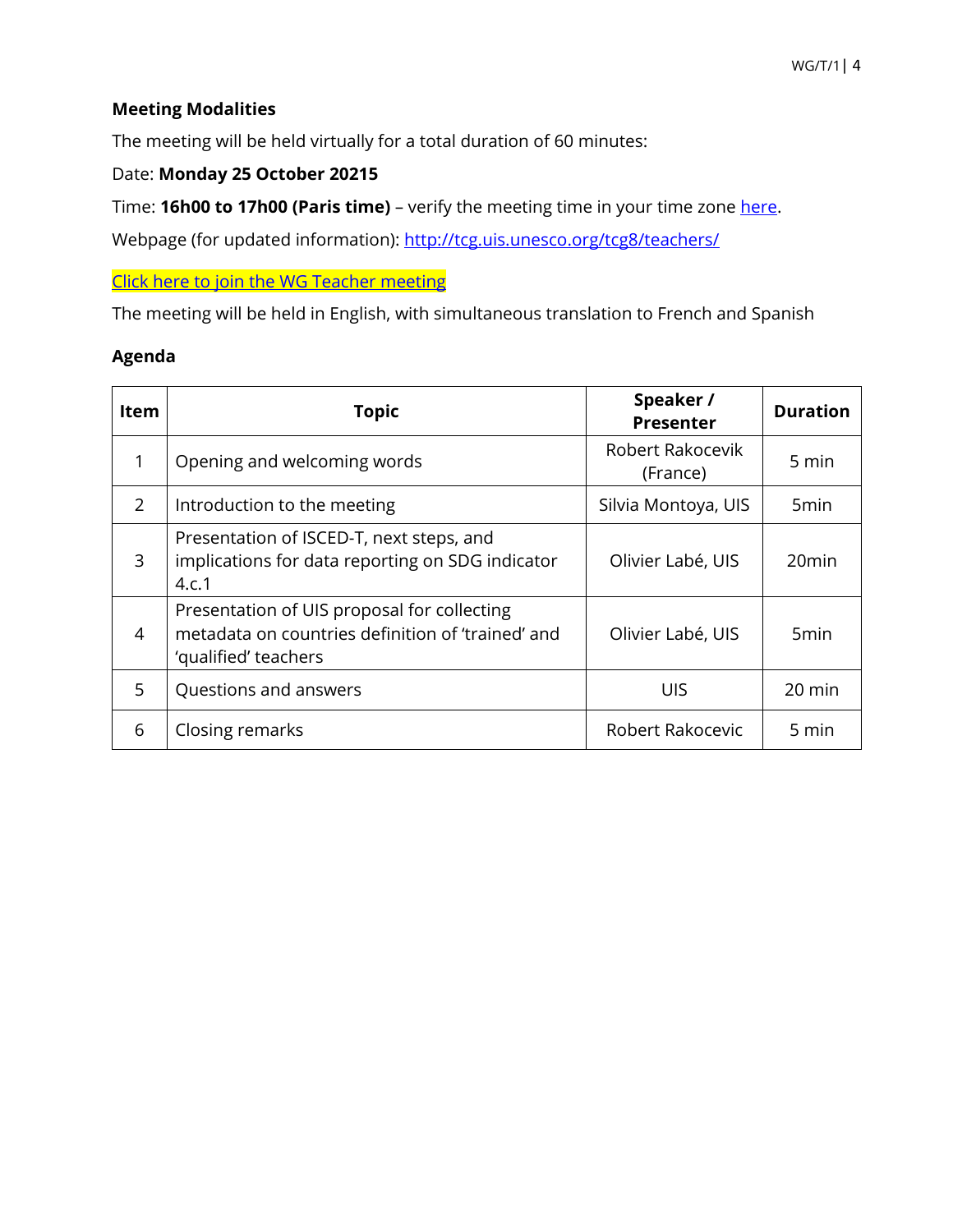**Meeting Modalities**

The meeting will be held virtually for a total duration of 60 minutes:

Date: **Monday 25 October 20215**

Time: **16h00 to 17h00 (Paris time)** – verify the meeting time in your time zone [here](here).

Webpage (for updated information): [http://tcg.uis.unesco.org/tcg8/teachers/](http://tcg.uis.unesco.org/tcg8/teachers/)

Click here to join the WG Teacher meeting

The meeting will be held in English, with simultaneous translation to French and Spanish

**Agenda**

| Item | Topic | Speaker / Presenter | Duration |
|---|---|---|---|
| 1 | Opening and welcoming words | Robert Rakocevik (France) | 5 min |
| 2 | Introduction to the meeting | Silvia Montoya, UIS | 5min |
| 3 | Presentation of ISCED-T, next steps, and implications for data reporting on SDG indicator 4.c.1 | Olivier Labé, UIS | 20min |
| 4 | Presentation of UIS proposal for collecting metadata on countries definition of 'trained' and 'qualified' teachers | Olivier Labé, UIS | 5min |
| 5 | Questions and answers | UIS | 20 min |
| 6 | Closing remarks | Robert Rakocevic | 5 min |